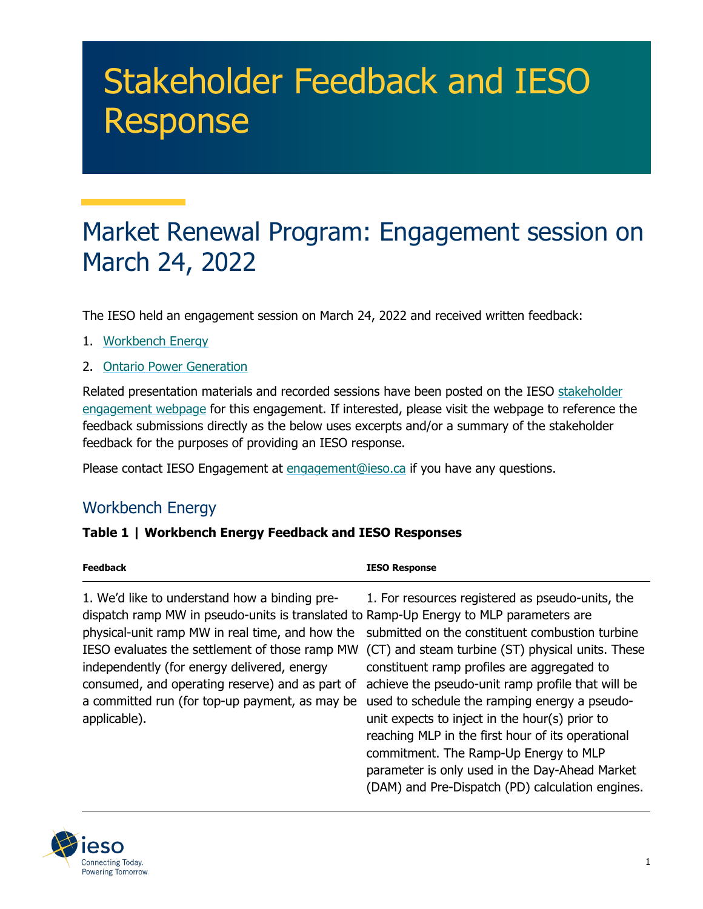# Stakeholder Feedback and IESO Response

## Market Renewal Program: Engagement session on March 24, 2022

The IESO held an engagement session on March 24, 2022 and received written feedback:

1. Workbench Energy
2. Ontario Power Generation

Related presentation materials and recorded sessions have been posted on the IESO stakeholder engagement webpage for this engagement. If interested, please visit the webpage to reference the feedback submissions directly as the below uses excerpts and/or a summary of the stakeholder feedback for the purposes of providing an IESO response.

Please contact IESO Engagement at engagement@ieso.ca if you have any questions.

### Workbench Energy

**Table 1 | Workbench Energy Feedback and IESO Responses**

| Feedback | IESO Response |
|---|---|
| 1. We'd like to understand how a binding pre-dispatch ramp MW in pseudo-units is translated to physical-unit ramp MW in real time, and how the IESO evaluates the settlement of those ramp MW independently (for energy delivered, energy consumed, and operating reserve) and as part of a committed run (for top-up payment, as may be applicable). | 1. For resources registered as pseudo-units, the Ramp-Up Energy to MLP parameters are submitted on the constituent combustion turbine (CT) and steam turbine (ST) physical units. These constituent ramp profiles are aggregated to achieve the pseudo-unit ramp profile that will be used to schedule the ramping energy a pseudo-unit expects to inject in the hour(s) prior to reaching MLP in the first hour of its operational commitment. The Ramp-Up Energy to MLP parameter is only used in the Day-Ahead Market (DAM) and Pre-Dispatch (PD) calculation engines. |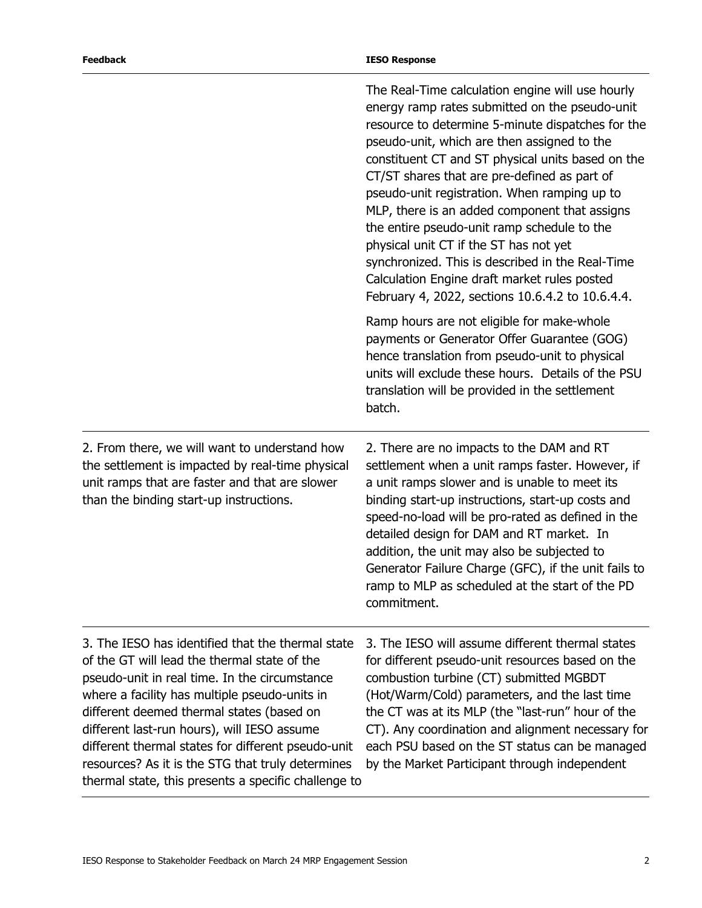| Feedback | IESO Response |
|---|---|
| | The Real-Time calculation engine will use hourly energy ramp rates submitted on the pseudo-unit resource to determine 5-minute dispatches for the pseudo-unit, which are then assigned to the constituent CT and ST physical units based on the CT/ST shares that are pre-defined as part of pseudo-unit registration. When ramping up to MLP, there is an added component that assigns the entire pseudo-unit ramp schedule to the physical unit CT if the ST has not yet synchronized. This is described in the Real-Time Calculation Engine draft market rules posted February 4, 2022, sections 10.6.4.2 to 10.6.4.4.<br><br>Ramp hours are not eligible for make-whole payments or Generator Offer Guarantee (GOG) hence translation from pseudo-unit to physical units will exclude these hours. Details of the PSU translation will be provided in the settlement batch. |
| 2. From there, we will want to understand how the settlement is impacted by real-time physical unit ramps that are faster and that are slower than the binding start-up instructions. | 2. There are no impacts to the DAM and RT settlement when a unit ramps faster. However, if a unit ramps slower and is unable to meet its binding start-up instructions, start-up costs and speed-no-load will be pro-rated as defined in the detailed design for DAM and RT market. In addition, the unit may also be subjected to Generator Failure Charge (GFC), if the unit fails to ramp to MLP as scheduled at the start of the PD commitment. |
| 3. The IESO has identified that the thermal state of the GT will lead the thermal state of the pseudo-unit in real time. In the circumstance where a facility has multiple pseudo-units in different deemed thermal states (based on different last-run hours), will IESO assume different thermal states for different pseudo-unit resources? As it is the STG that truly determines thermal state, this presents a specific challenge to | 3. The IESO will assume different thermal states for different pseudo-unit resources based on the combustion turbine (CT) submitted MGBDT (Hot/Warm/Cold) parameters, and the last time the CT was at its MLP (the "last-run" hour of the CT). Any coordination and alignment necessary for each PSU based on the ST status can be managed by the Market Participant through independent |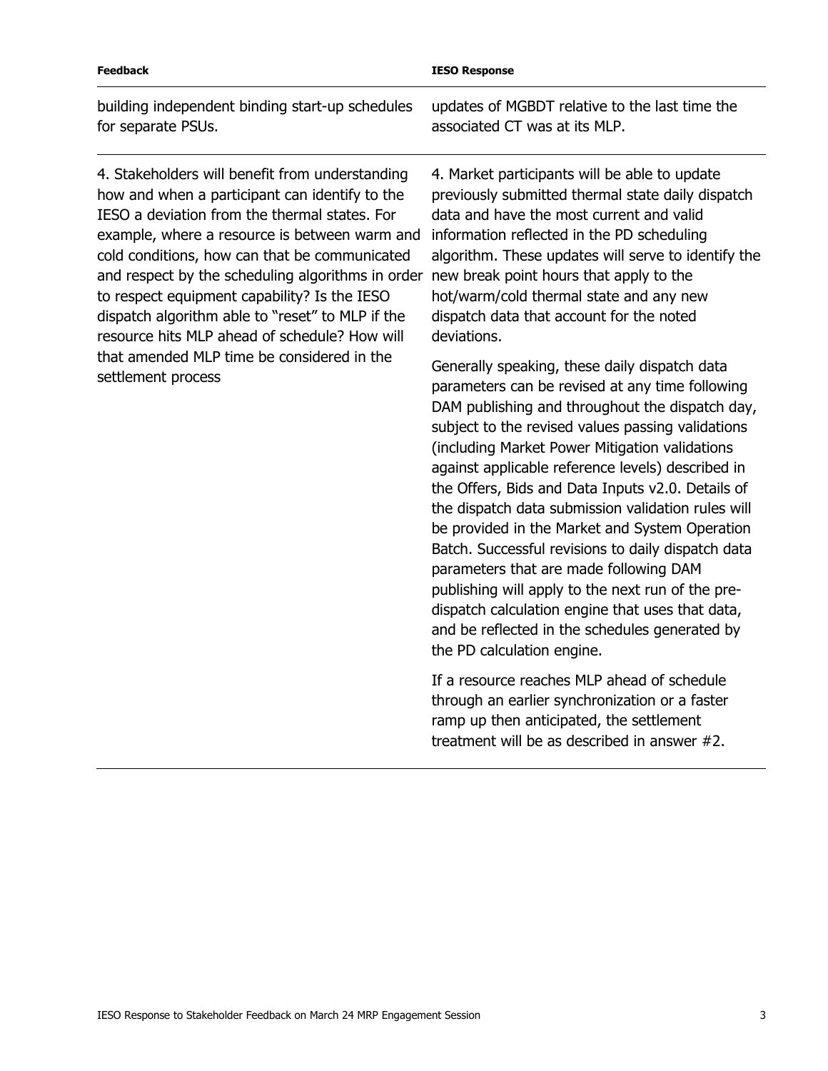| Feedback | IESO Response |
|---|---|
| building independent binding start-up schedules for separate PSUs. | updates of MGBDT relative to the last time the associated CT was at its MLP. |
| 4. Stakeholders will benefit from understanding how and when a participant can identify to the IESO a deviation from the thermal states. For example, where a resource is between warm and cold conditions, how can that be communicated and respect by the scheduling algorithms in order to respect equipment capability? Is the IESO dispatch algorithm able to "reset" to MLP if the resource hits MLP ahead of schedule? How will that amended MLP time be considered in the settlement process | 4. Market participants will be able to update previously submitted thermal state daily dispatch data and have the most current and valid information reflected in the PD scheduling algorithm. These updates will serve to identify the new break point hours that apply to the hot/warm/cold thermal state and any new dispatch data that account for the noted deviations.<br><br>Generally speaking, these daily dispatch data parameters can be revised at any time following DAM publishing and throughout the dispatch day, subject to the revised values passing validations (including Market Power Mitigation validations against applicable reference levels) described in the Offers, Bids and Data Inputs v2.0. Details of the dispatch data submission validation rules will be provided in the Market and System Operation Batch. Successful revisions to daily dispatch data parameters that are made following DAM publishing will apply to the next run of the pre-dispatch calculation engine that uses that data, and be reflected in the schedules generated by the PD calculation engine.<br><br>If a resource reaches MLP ahead of schedule through an earlier synchronization or a faster ramp up then anticipated, the settlement treatment will be as described in answer #2. |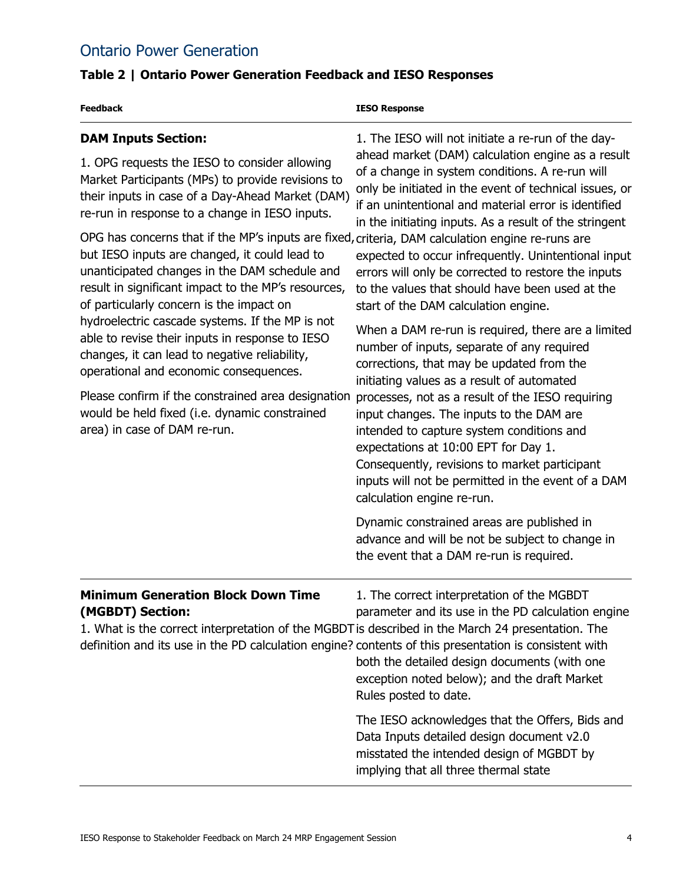## Ontario Power Generation

**Table 2 | Ontario Power Generation Feedback and IESO Responses**

| Feedback | IESO Response |
|---|---|
| **DAM Inputs Section:**<br><br>1. OPG requests the IESO to consider allowing Market Participants (MPs) to provide revisions to their inputs in case of a Day-Ahead Market (DAM) re-run in response to a change in IESO inputs.<br><br>OPG has concerns that if the MP's inputs are fixed, but IESO inputs are changed, it could lead to unanticipated changes in the DAM schedule and result in significant impact to the MP's resources, of particularly concern is the impact on hydroelectric cascade systems. If the MP is not able to revise their inputs in response to IESO changes, it can lead to negative reliability, operational and economic consequences.<br><br>Please confirm if the constrained area designation would be held fixed (i.e. dynamic constrained area) in case of DAM re-run. | 1. The IESO will not initiate a re-run of the day-ahead market (DAM) calculation engine as a result of a change in system conditions. A re-run will only be initiated in the event of technical issues, or if an unintentional and material error is identified in the initiating inputs. As a result of the stringent criteria, DAM calculation engine re-runs are expected to occur infrequently. Unintentional input errors will only be corrected to restore the inputs to the values that should have been used at the start of the DAM calculation engine.<br><br>When a DAM re-run is required, there are a limited number of inputs, separate of any required corrections, that may be updated from the initiating values as a result of automated processes, not as a result of the IESO requiring input changes. The inputs to the DAM are intended to capture system conditions and expectations at 10:00 EPT for Day 1. Consequently, revisions to market participant inputs will not be permitted in the event of a DAM calculation engine re-run.<br><br>Dynamic constrained areas are published in advance and will be not be subject to change in the event that a DAM re-run is required. |
| **Minimum Generation Block Down Time (MGBDT) Section:**<br>1. What is the correct interpretation of the MGBDT definition and its use in the PD calculation engine? | 1. The correct interpretation of the MGBDT parameter and its use in the PD calculation engine is described in the March 24 presentation. The contents of this presentation is consistent with both the detailed design documents (with one exception noted below); and the draft Market Rules posted to date.<br><br>The IESO acknowledges that the Offers, Bids and Data Inputs detailed design document v2.0 misstated the intended design of MGBDT by implying that all three thermal state |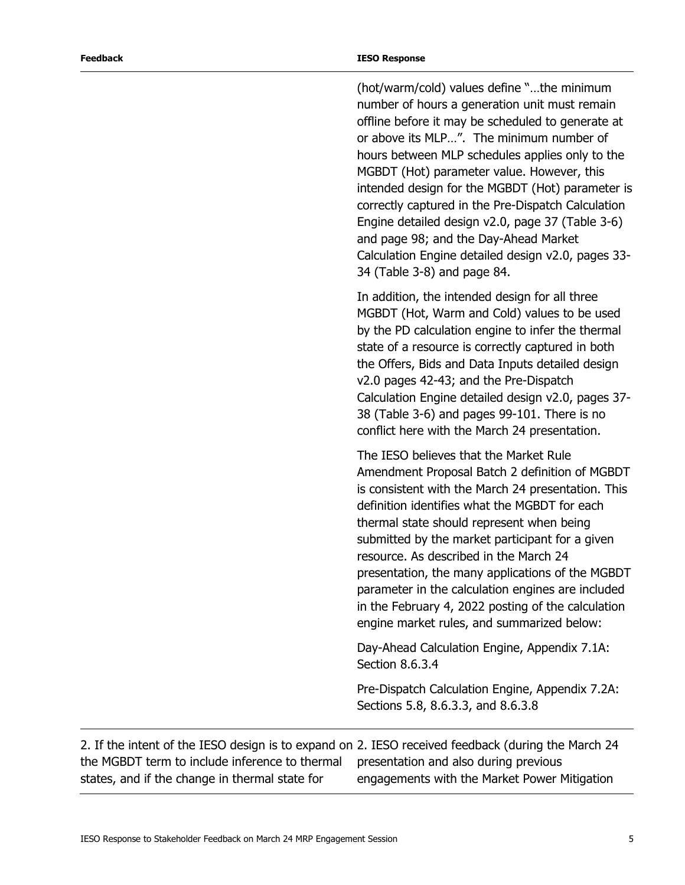| Feedback | IESO Response |
| --- | --- |
| | (hot/warm/cold) values define "…the minimum number of hours a generation unit must remain offline before it may be scheduled to generate at or above its MLP…". The minimum number of hours between MLP schedules applies only to the MGBDT (Hot) parameter value. However, this intended design for the MGBDT (Hot) parameter is correctly captured in the Pre-Dispatch Calculation Engine detailed design v2.0, page 37 (Table 3-6) and page 98; and the Day-Ahead Market Calculation Engine detailed design v2.0, pages 33-34 (Table 3-8) and page 84.<br><br>In addition, the intended design for all three MGBDT (Hot, Warm and Cold) values to be used by the PD calculation engine to infer the thermal state of a resource is correctly captured in both the Offers, Bids and Data Inputs detailed design v2.0 pages 42-43; and the Pre-Dispatch Calculation Engine detailed design v2.0, pages 37-38 (Table 3-6) and pages 99-101. There is no conflict here with the March 24 presentation.<br><br>The IESO believes that the Market Rule Amendment Proposal Batch 2 definition of MGBDT is consistent with the March 24 presentation. This definition identifies what the MGBDT for each thermal state should represent when being submitted by the market participant for a given resource. As described in the March 24 presentation, the many applications of the MGBDT parameter in the calculation engines are included in the February 4, 2022 posting of the calculation engine market rules, and summarized below:<br><br>Day-Ahead Calculation Engine, Appendix 7.1A: Section 8.6.3.4<br><br>Pre-Dispatch Calculation Engine, Appendix 7.2A: Sections 5.8, 8.6.3.3, and 8.6.3.8 |
| 2. If the intent of the IESO design is to expand on the MGBDT term to include inference to thermal states, and if the change in thermal state for | 2. IESO received feedback (during the March 24 presentation and also during previous engagements with the Market Power Mitigation |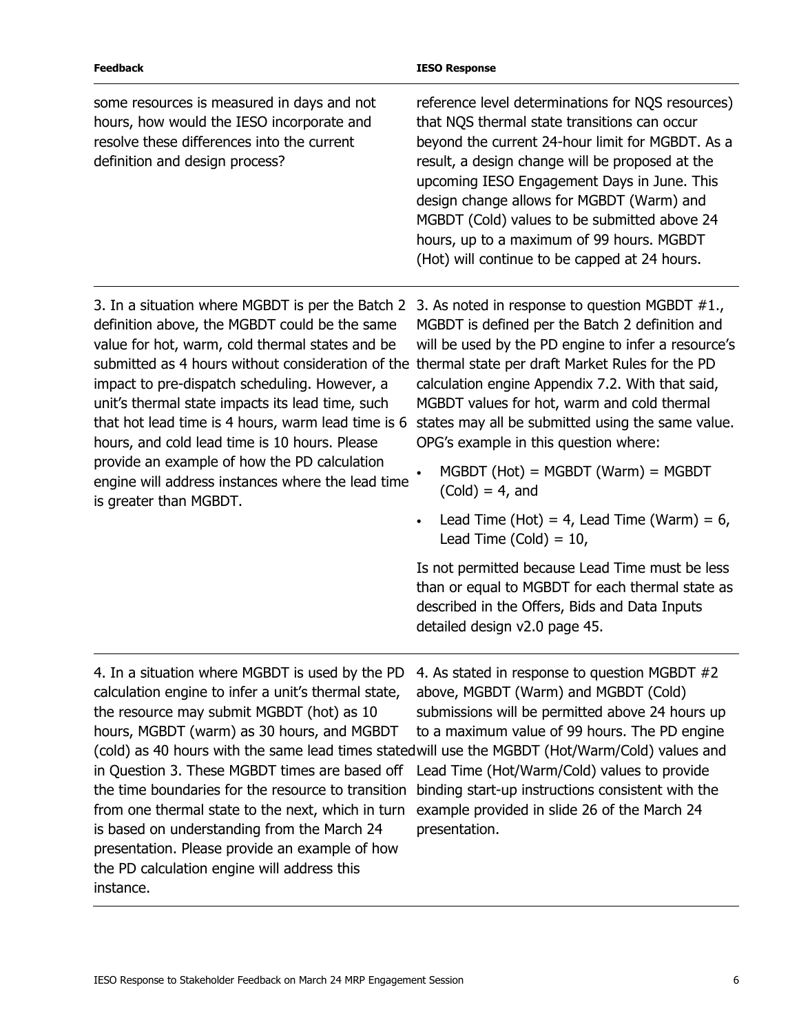| Feedback | IESO Response |
| --- | --- |
| some resources is measured in days and not hours, how would the IESO incorporate and resolve these differences into the current definition and design process? | reference level determinations for NQS resources) that NQS thermal state transitions can occur beyond the current 24-hour limit for MGBDT. As a result, a design change will be proposed at the upcoming IESO Engagement Days in June. This design change allows for MGBDT (Warm) and MGBDT (Cold) values to be submitted above 24 hours, up to a maximum of 99 hours. MGBDT (Hot) will continue to be capped at 24 hours. |
| 3. In a situation where MGBDT is per the Batch 2 definition above, the MGBDT could be the same value for hot, warm, cold thermal states and be submitted as 4 hours without consideration of the impact to pre-dispatch scheduling. However, a unit's thermal state impacts its lead time, such that hot lead time is 4 hours, warm lead time is 6 hours, and cold lead time is 10 hours. Please provide an example of how the PD calculation engine will address instances where the lead time is greater than MGBDT. | 3. As noted in response to question MGBDT #1., MGBDT is defined per the Batch 2 definition and will be used by the PD engine to infer a resource's thermal state per draft Market Rules for the PD calculation engine Appendix 7.2. With that said, MGBDT values for hot, warm and cold thermal states may all be submitted using the same value. OPG's example in this question where:<br>• MGBDT (Hot) = MGBDT (Warm) = MGBDT (Cold) = 4, and<br>• Lead Time (Hot) = 4, Lead Time (Warm) = 6, Lead Time (Cold) = 10,<br><br>Is not permitted because Lead Time must be less than or equal to MGBDT for each thermal state as described in the Offers, Bids and Data Inputs detailed design v2.0 page 45. |
| 4. In a situation where MGBDT is used by the PD calculation engine to infer a unit's thermal state, the resource may submit MGBDT (hot) as 10 hours, MGBDT (warm) as 30 hours, and MGBDT (cold) as 40 hours with the same lead times stated in Question 3. These MGBDT times are based off the time boundaries for the resource to transition from one thermal state to the next, which in turn is based on understanding from the March 24 presentation. Please provide an example of how the PD calculation engine will address this instance. | 4. As stated in response to question MGBDT #2 above, MGBDT (Warm) and MGBDT (Cold) submissions will be permitted above 24 hours up to a maximum value of 99 hours. The PD engine will use the MGBDT (Hot/Warm/Cold) values and Lead Time (Hot/Warm/Cold) values to provide binding start-up instructions consistent with the example provided in slide 26 of the March 24 presentation. |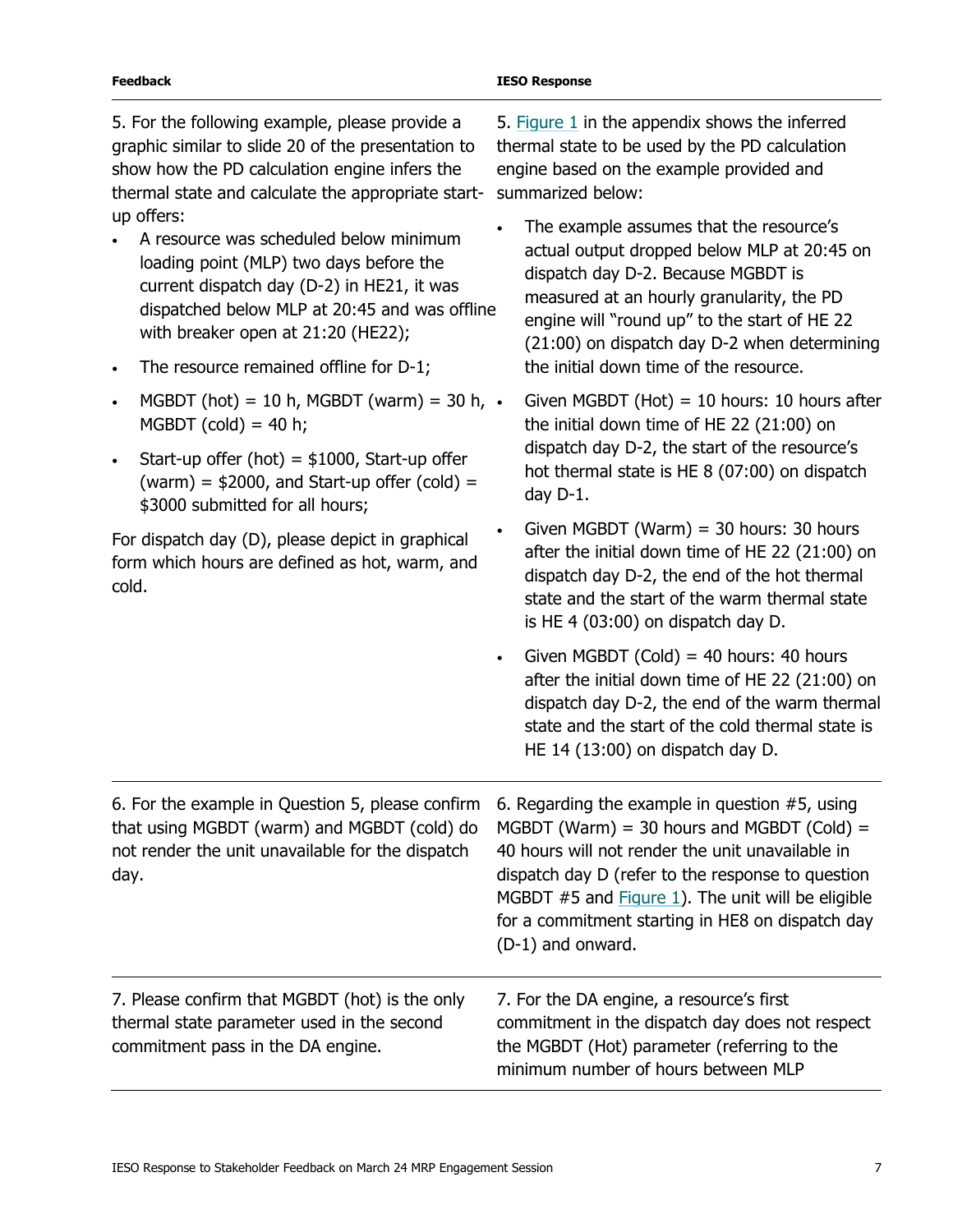| Feedback | IESO Response |
|---|---|
| 5. For the following example, please provide a graphic similar to slide 20 of the presentation to show how the PD calculation engine infers the thermal state and calculate the appropriate start-up offers:<br>• A resource was scheduled below minimum loading point (MLP) two days before the current dispatch day (D-2) in HE21, it was dispatched below MLP at 20:45 and was offline with breaker open at 21:20 (HE22);<br>• The resource remained offline for D-1;<br>• MGBDT (hot) = 10 h, MGBDT (warm) = 30 h, MGBDT (cold) = 40 h;<br>• Start-up offer (hot) = $1000, Start-up offer (warm) = $2000, and Start-up offer (cold) = $3000 submitted for all hours;<br><br>For dispatch day (D), please depict in graphical form which hours are defined as hot, warm, and cold. | 5. Figure 1 in the appendix shows the inferred thermal state to be used by the PD calculation engine based on the example provided and summarized below:<br>• The example assumes that the resource's actual output dropped below MLP at 20:45 on dispatch day D-2. Because MGBDT is measured at an hourly granularity, the PD engine will "round up" to the start of HE 22 (21:00) on dispatch day D-2 when determining the initial down time of the resource.<br>• Given MGBDT (Hot) = 10 hours: 10 hours after the initial down time of HE 22 (21:00) on dispatch day D-2, the start of the resource's hot thermal state is HE 8 (07:00) on dispatch day D-1.<br>• Given MGBDT (Warm) = 30 hours: 30 hours after the initial down time of HE 22 (21:00) on dispatch day D-2, the end of the hot thermal state and the start of the warm thermal state is HE 4 (03:00) on dispatch day D.<br>• Given MGBDT (Cold) = 40 hours: 40 hours after the initial down time of HE 22 (21:00) on dispatch day D-2, the end of the warm thermal state and the start of the cold thermal state is HE 14 (13:00) on dispatch day D. |
| 6. For the example in Question 5, please confirm that using MGBDT (warm) and MGBDT (cold) do not render the unit unavailable for the dispatch day. | 6. Regarding the example in question #5, using MGBDT (Warm) = 30 hours and MGBDT (Cold) = 40 hours will not render the unit unavailable in dispatch day D (refer to the response to question MGBDT #5 and Figure 1). The unit will be eligible for a commitment starting in HE8 on dispatch day (D-1) and onward. |
| 7. Please confirm that MGBDT (hot) is the only thermal state parameter used in the second commitment pass in the DA engine. | 7. For the DA engine, a resource's first commitment in the dispatch day does not respect the MGBDT (Hot) parameter (referring to the minimum number of hours between MLP |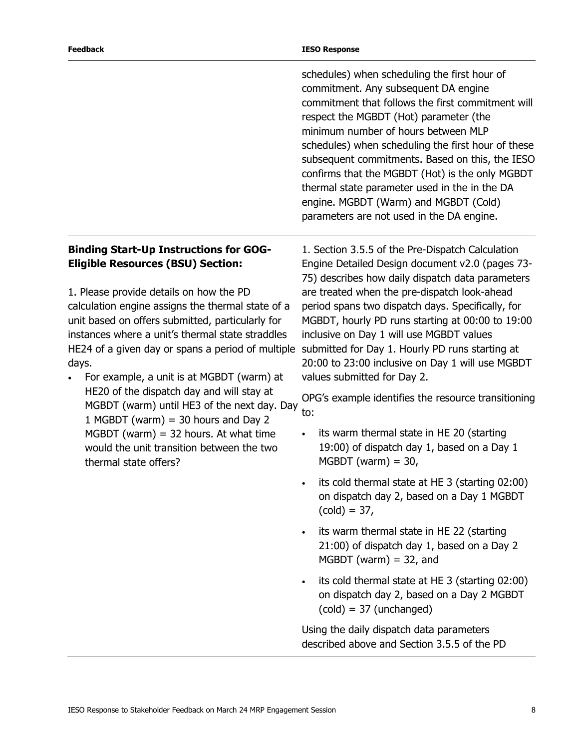| Feedback | IESO Response |
|---|---|
| | schedules) when scheduling the first hour of commitment. Any subsequent DA engine commitment that follows the first commitment will respect the MGBDT (Hot) parameter (the minimum number of hours between MLP schedules) when scheduling the first hour of these subsequent commitments. Based on this, the IESO confirms that the MGBDT (Hot) is the only MGBDT thermal state parameter used in the in the DA engine. MGBDT (Warm) and MGBDT (Cold) parameters are not used in the DA engine. |
| **Binding Start-Up Instructions for GOG-Eligible Resources (BSU) Section:**<br><br>1. Please provide details on how the PD calculation engine assigns the thermal state of a unit based on offers submitted, particularly for instances where a unit's thermal state straddles HE24 of a given day or spans a period of multiple days.<br>• For example, a unit is at MGBDT (warm) at HE20 of the dispatch day and will stay at MGBDT (warm) until HE3 of the next day. Day 1 MGBDT (warm) = 30 hours and Day 2 MGBDT (warm) = 32 hours. At what time would the unit transition between the two thermal state offers? | 1. Section 3.5.5 of the Pre-Dispatch Calculation Engine Detailed Design document v2.0 (pages 73-75) describes how daily dispatch data parameters are treated when the pre-dispatch look-ahead period spans two dispatch days. Specifically, for MGBDT, hourly PD runs starting at 00:00 to 19:00 inclusive on Day 1 will use MGBDT values submitted for Day 1. Hourly PD runs starting at 20:00 to 23:00 inclusive on Day 1 will use MGBDT values submitted for Day 2.<br><br>OPG's example identifies the resource transitioning to:<br>• its warm thermal state in HE 20 (starting 19:00) of dispatch day 1, based on a Day 1 MGBDT (warm) = 30,<br>• its cold thermal state at HE 3 (starting 02:00) on dispatch day 2, based on a Day 1 MGBDT (cold) = 37,<br>• its warm thermal state in HE 22 (starting 21:00) of dispatch day 1, based on a Day 2 MGBDT (warm) = 32, and<br>• its cold thermal state at HE 3 (starting 02:00) on dispatch day 2, based on a Day 2 MGBDT (cold) = 37 (unchanged)<br><br>Using the daily dispatch data parameters described above and Section 3.5.5 of the PD |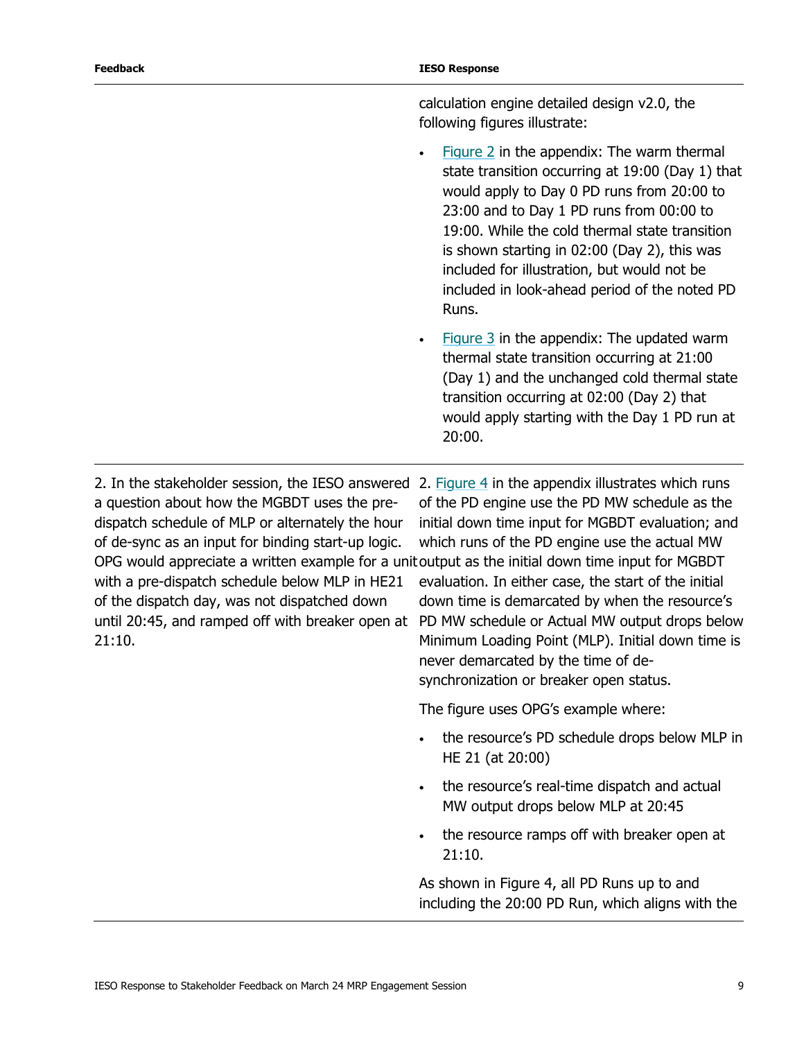| Feedback | IESO Response |
|---|---|
| | calculation engine detailed design v2.0, the following figures illustrate:<br><br>• Figure 2 in the appendix: The warm thermal state transition occurring at 19:00 (Day 1) that would apply to Day 0 PD runs from 20:00 to 23:00 and to Day 1 PD runs from 00:00 to 19:00. While the cold thermal state transition is shown starting in 02:00 (Day 2), this was included for illustration, but would not be included in look-ahead period of the noted PD Runs.<br><br>• Figure 3 in the appendix: The updated warm thermal state transition occurring at 21:00 (Day 1) and the unchanged cold thermal state transition occurring at 02:00 (Day 2) that would apply starting with the Day 1 PD run at 20:00. |
| 2. In the stakeholder session, the IESO answered a question about how the MGBDT uses the pre-dispatch schedule of MLP or alternately the hour of de-sync as an input for binding start-up logic. OPG would appreciate a written example for a unit with a pre-dispatch schedule below MLP in HE21 of the dispatch day, was not dispatched down until 20:45, and ramped off with breaker open at 21:10. | 2. Figure 4 in the appendix illustrates which runs of the PD engine use the PD MW schedule as the initial down time input for MGBDT evaluation; and which runs of the PD engine use the actual MW output as the initial down time input for MGBDT evaluation. In either case, the start of the initial down time is demarcated by when the resource's PD MW schedule or Actual MW output drops below Minimum Loading Point (MLP). Initial down time is never demarcated by the time of de-synchronization or breaker open status.<br><br>The figure uses OPG's example where:<br><br>• the resource's PD schedule drops below MLP in HE 21 (at 20:00)<br><br>• the resource's real-time dispatch and actual MW output drops below MLP at 20:45<br><br>• the resource ramps off with breaker open at 21:10.<br><br>As shown in Figure 4, all PD Runs up to and including the 20:00 PD Run, which aligns with the |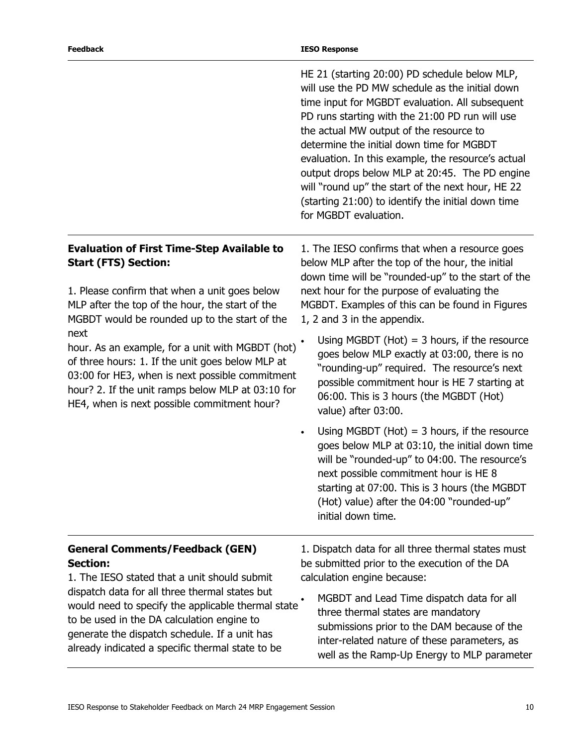| Feedback | IESO Response |
|---|---|
| | HE 21 (starting 20:00) PD schedule below MLP, will use the PD MW schedule as the initial down time input for MGBDT evaluation. All subsequent PD runs starting with the 21:00 PD run will use the actual MW output of the resource to determine the initial down time for MGBDT evaluation. In this example, the resource's actual output drops below MLP at 20:45. The PD engine will "round up" the start of the next hour, HE 22 (starting 21:00) to identify the initial down time for MGBDT evaluation. |
| **Evaluation of First Time-Step Available to Start (FTS) Section:**<br><br>1. Please confirm that when a unit goes below MLP after the top of the hour, the start of the MGBDT would be rounded up to the start of the next hour. As an example, for a unit with MGBDT (hot) of three hours: 1. If the unit goes below MLP at 03:00 for HE3, when is next possible commitment hour? 2. If the unit ramps below MLP at 03:10 for HE4, when is next possible commitment hour? | 1. The IESO confirms that when a resource goes below MLP after the top of the hour, the initial down time will be "rounded-up" to the start of the next hour for the purpose of evaluating the MGBDT. Examples of this can be found in Figures 1, 2 and 3 in the appendix.<br><br>• Using MGBDT (Hot) = 3 hours, if the resource goes below MLP exactly at 03:00, there is no "rounding-up" required. The resource's next possible commitment hour is HE 7 starting at 06:00. This is 3 hours (the MGBDT (Hot) value) after 03:00.<br><br>• Using MGBDT (Hot) = 3 hours, if the resource goes below MLP at 03:10, the initial down time will be "rounded-up" to 04:00. The resource's next possible commitment hour is HE 8 starting at 07:00. This is 3 hours (the MGBDT (Hot) value) after the 04:00 "rounded-up" initial down time. |
| **General Comments/Feedback (GEN) Section:**<br>1. The IESO stated that a unit should submit dispatch data for all three thermal states but would need to specify the applicable thermal state to be used in the DA calculation engine to generate the dispatch schedule. If a unit has already indicated a specific thermal state to be | 1. Dispatch data for all three thermal states must be submitted prior to the execution of the DA calculation engine because:<br><br>• MGBDT and Lead Time dispatch data for all three thermal states are mandatory submissions prior to the DAM because of the inter-related nature of these parameters, as well as the Ramp-Up Energy to MLP parameter |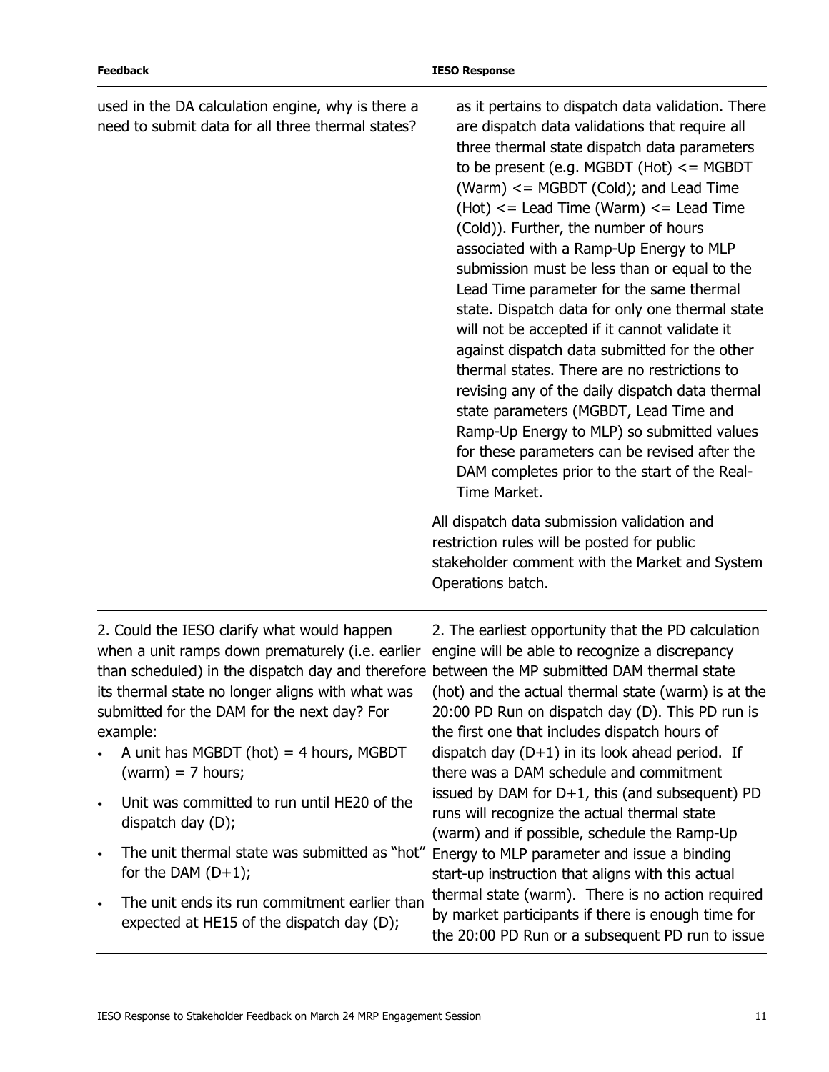| Feedback | IESO Response |
|---|---|
| used in the DA calculation engine, why is there a need to submit data for all three thermal states? | as it pertains to dispatch data validation. There are dispatch data validations that require all three thermal state dispatch data parameters to be present (e.g. MGBDT (Hot) <= MGBDT (Warm) <= MGBDT (Cold); and Lead Time (Hot) <= Lead Time (Warm) <= Lead Time (Cold)). Further, the number of hours associated with a Ramp-Up Energy to MLP submission must be less than or equal to the Lead Time parameter for the same thermal state. Dispatch data for only one thermal state will not be accepted if it cannot validate it against dispatch data submitted for the other thermal states. There are no restrictions to revising any of the daily dispatch data thermal state parameters (MGBDT, Lead Time and Ramp-Up Energy to MLP) so submitted values for these parameters can be revised after the DAM completes prior to the start of the Real-Time Market.<br><br>All dispatch data submission validation and restriction rules will be posted for public stakeholder comment with the Market and System Operations batch. |
| 2. Could the IESO clarify what would happen when a unit ramps down prematurely (i.e. earlier than scheduled) in the dispatch day and therefore its thermal state no longer aligns with what was submitted for the DAM for the next day? For example:<br>• A unit has MGBDT (hot) = 4 hours, MGBDT (warm) = 7 hours;<br>• Unit was committed to run until HE20 of the dispatch day (D);<br>• The unit thermal state was submitted as "hot" for the DAM (D+1);<br>• The unit ends its run commitment earlier than expected at HE15 of the dispatch day (D); | 2. The earliest opportunity that the PD calculation engine will be able to recognize a discrepancy between the MP submitted DAM thermal state (hot) and the actual thermal state (warm) is at the 20:00 PD Run on dispatch day (D). This PD run is the first one that includes dispatch hours of dispatch day (D+1) in its look ahead period. If there was a DAM schedule and commitment issued by DAM for D+1, this (and subsequent) PD runs will recognize the actual thermal state (warm) and if possible, schedule the Ramp-Up Energy to MLP parameter and issue a binding start-up instruction that aligns with this actual thermal state (warm). There is no action required by market participants if there is enough time for the 20:00 PD Run or a subsequent PD run to issue |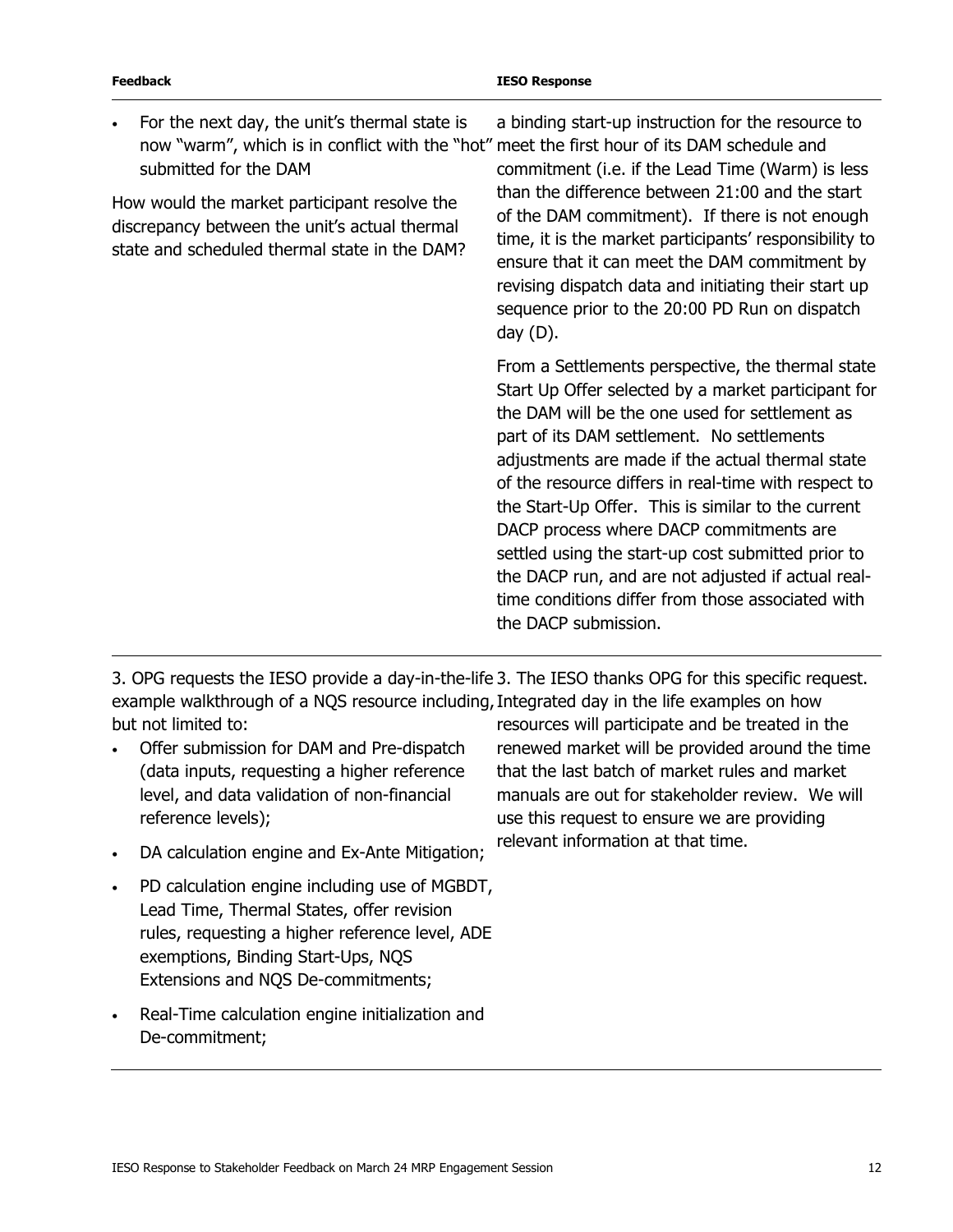| Feedback | IESO Response |
|---|---|
| • For the next day, the unit's thermal state is now "warm", which is in conflict with the "hot" submitted for the DAM<br><br>How would the market participant resolve the discrepancy between the unit's actual thermal state and scheduled thermal state in the DAM? | a binding start-up instruction for the resource to meet the first hour of its DAM schedule and commitment (i.e. if the Lead Time (Warm) is less than the difference between 21:00 and the start of the DAM commitment). If there is not enough time, it is the market participants' responsibility to ensure that it can meet the DAM commitment by revising dispatch data and initiating their start up sequence prior to the 20:00 PD Run on dispatch day (D).<br><br>From a Settlements perspective, the thermal state Start Up Offer selected by a market participant for the DAM will be the one used for settlement as part of its DAM settlement. No settlements adjustments are made if the actual thermal state of the resource differs in real-time with respect to the Start-Up Offer. This is similar to the current DACP process where DACP commitments are settled using the start-up cost submitted prior to the DACP run, and are not adjusted if actual real-time conditions differ from those associated with the DACP submission. |
| 3. OPG requests the IESO provide a day-in-the-life example walkthrough of a NQS resource including, but not limited to:<br>• Offer submission for DAM and Pre-dispatch (data inputs, requesting a higher reference level, and data validation of non-financial reference levels);<br>• DA calculation engine and Ex-Ante Mitigation;<br>• PD calculation engine including use of MGBDT, Lead Time, Thermal States, offer revision rules, requesting a higher reference level, ADE exemptions, Binding Start-Ups, NQS Extensions and NQS De-commitments;<br>• Real-Time calculation engine initialization and De-commitment; | 3. The IESO thanks OPG for this specific request. Integrated day in the life examples on how resources will participate and be treated in the renewed market will be provided around the time that the last batch of market rules and market manuals are out for stakeholder review. We will use this request to ensure we are providing relevant information at that time. |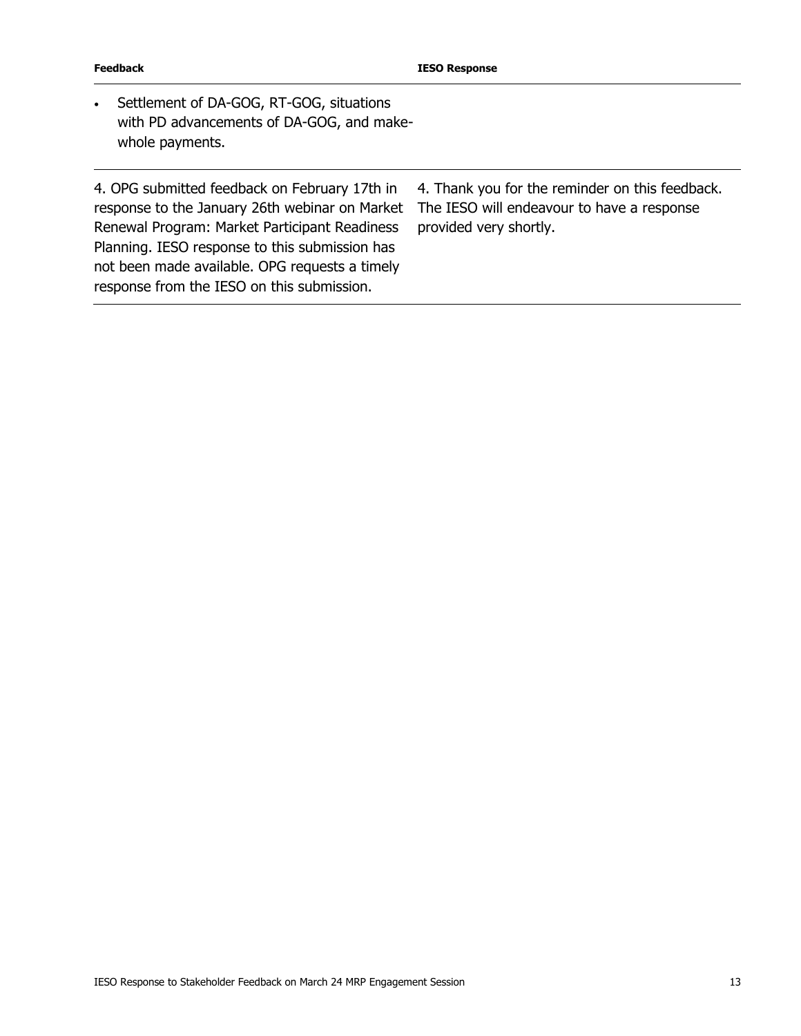| Feedback | IESO Response |
| --- | --- |
| • Settlement of DA-GOG, RT-GOG, situations with PD advancements of DA-GOG, and make-whole payments. | |
| 4. OPG submitted feedback on February 17th in response to the January 26th webinar on Market Renewal Program: Market Participant Readiness Planning. IESO response to this submission has not been made available. OPG requests a timely response from the IESO on this submission. | 4. Thank you for the reminder on this feedback. The IESO will endeavour to have a response provided very shortly. |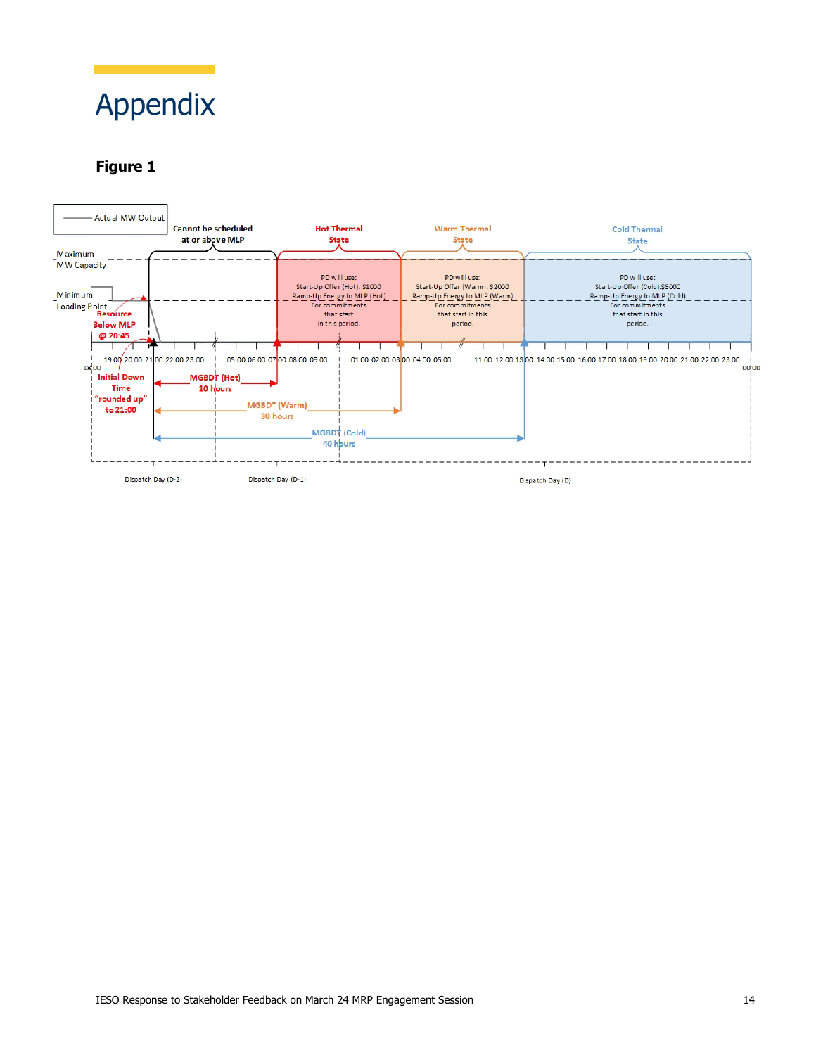# Appendix

**Figure 1**

Actual MW Output

Maximum MW Capacity

Minimum Loading Point

Cannot be scheduled at or above MLP

Hot Thermal State

PD will use:
Start-Up Offer (Hot): $1000
Ramp-Up Energy to MLP (Hot)
For commitments that start in this period.

Warm Thermal State

PD will use:
Start-Up Offer (Warm): $2000
Ramp-Up Energy to MLP (Warm)
For commitments that start in this period.

Cold Thermal State

PD will use:
Start-Up Offer (Cold):$3000
Ramp-Up Energy to MLP (Cold)
For commitments that start in this period.

Resource Below MLP @ 20:45

18:00 19:00 20:00 21:00 22:00 23:00 05:00 06:00 07:00 08:00 09:00 01:00 02:00 03:00 04:00 05:00 11:00 12:00 13:00 14:00 15:00 16:00 17:00 18:00 19:00 20:00 21:00 22:00 23:00 00:00

Initial Down Time "rounded up" to 21:00

MGBDT (Hot) 10 hours

MGBDT (Warm) 30 hours

MGBDT (Cold) 40 hours

Dispatch Day (D-2)

Dispatch Day (D-1)

Dispatch Day (D)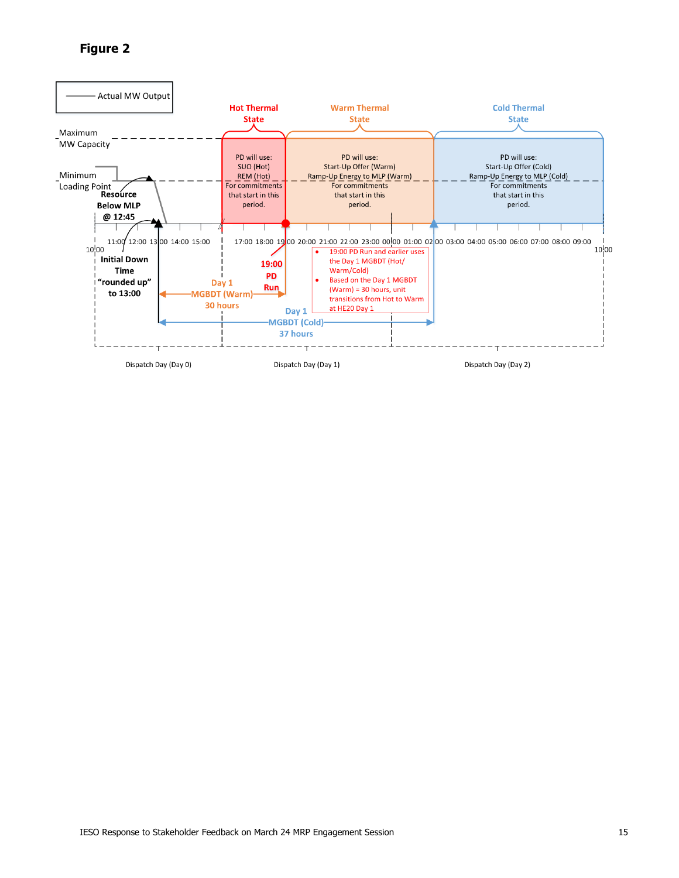**Figure 2**

Actual MW Output

Hot Thermal State

Warm Thermal State

Cold Thermal State

Maximum MW Capacity

Minimum Loading Point

Resource Below MLP @ 12:45

PD will use:
SUO (Hot)
REM (Hot)
For commitments that start in this period.

PD will use:
Start-Up Offer (Warm)
Ramp-Up Energy to MLP (Warm)
For commitments that start in this period.

PD will use:
Start-Up Offer (Cold)
Ramp-Up Energy to MLP (Cold)
For commitments that start in this period.

10:00 11:00 12:00 13:00 14:00 15:00 17:00 18:00 19:00 20:00 21:00 22:00 23:00 00:00 01:00 02:00 03:00 04:00 05:00 06:00 07:00 08:00 09:00 10:00

Initial Down Time "rounded up" to 13:00

19:00 PD Run

- 19:00 PD Run and earlier uses the Day 1 MGBDT (Hot/ Warm/Cold)
- Based on the Day 1 MGBDT (Warm) = 30 hours, unit transitions from Hot to Warm at HE20 Day 1

Day 1 MGBDT (Warm) 30 hours

Day 1 MGBDT (Cold) 37 hours

Dispatch Day (Day 0)

Dispatch Day (Day 1)

Dispatch Day (Day 2)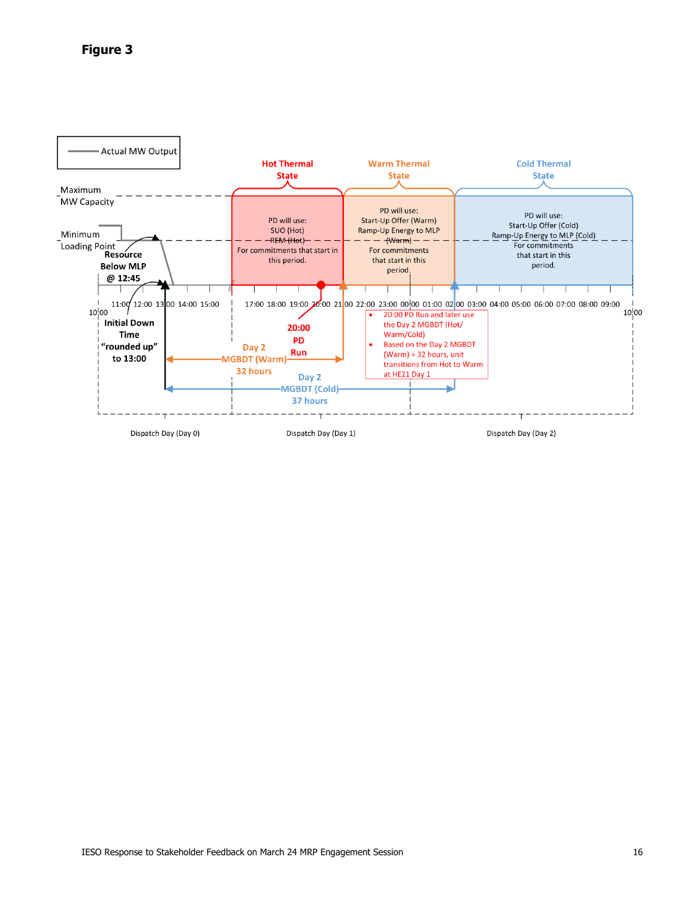**Figure 3**

Actual MW Output

Maximum MW Capacity

Minimum Loading Point

Resource Below MLP @ 12:45

Initial Down Time "rounded up" to 13:00

**Hot Thermal State**

PD will use:
SUO (Hot)
REM (Hot)
For commitments that start in this period.

**Warm Thermal State**

PD will use:
Start-Up Offer (Warm)
Ramp-Up Energy to MLP (Warm)
For commitments that start in this period.

**Cold Thermal State**

PD will use:
Start-Up Offer (Cold)
Ramp-Up Energy to MLP (Cold)
For commitments that start in this period.

10:00 11:00 12:00 13:00 14:00 15:00 17:00 18:00 19:00 20:00 21:00 22:00 23:00 00:00 01:00 02:00 03:00 04:00 05:00 06:00 07:00 08:00 09:00 10:00

20:00 PD Run

- 20:00 PD Run and later use the Day 2 MGBDT (Hot/Warm/Cold)
- Based on the Day 2 MGBDT (Warm) = 32 hours, unit transitions from Hot to Warm at HE21 Day 1

Day 2 MGBDT (Warm) 32 hours

Day 2 MGBDT (Cold) 37 hours

Dispatch Day (Day 0) Dispatch Day (Day 1) Dispatch Day (Day 2)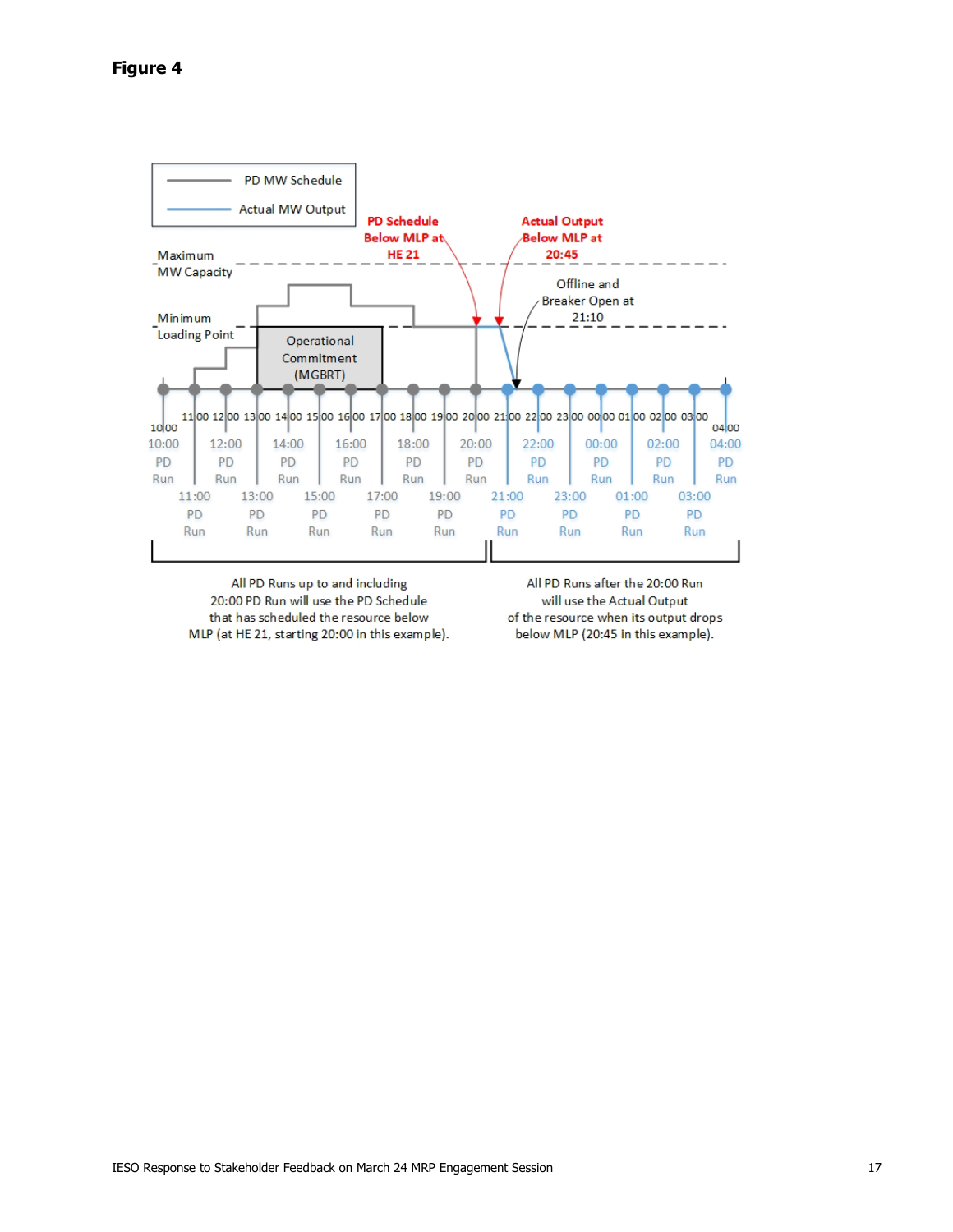**Figure 4**

PD MW Schedule

Actual MW Output

PD Schedule Below MLP at HE 21

Actual Output Below MLP at 20:45

Maximum MW Capacity

Offline and Breaker Open at 21:10

Minimum Loading Point

Operational Commitment (MGBRT)

10:00 11:00 12:00 13:00 14:00 15:00 16:00 17:00 18:00 19:00 20:00 21:00 22:00 23:00 00:00 01:00 02:00 03:00 04:00

10:00 PD Run, 12:00 PD Run, 14:00 PD Run, 16:00 PD Run, 18:00 PD Run, 20:00 PD Run, 22:00 PD Run, 00:00 PD Run, 02:00 PD Run, 04:00 PD Run

11:00 PD Run, 13:00 PD Run, 15:00 PD Run, 17:00 PD Run, 19:00 PD Run, 21:00 PD Run, 23:00 PD Run, 01:00 PD Run, 03:00 PD Run

All PD Runs up to and including 20:00 PD Run will use the PD Schedule that has scheduled the resource below MLP (at HE 21, starting 20:00 in this example).

All PD Runs after the 20:00 Run will use the Actual Output of the resource when its output drops below MLP (20:45 in this example).